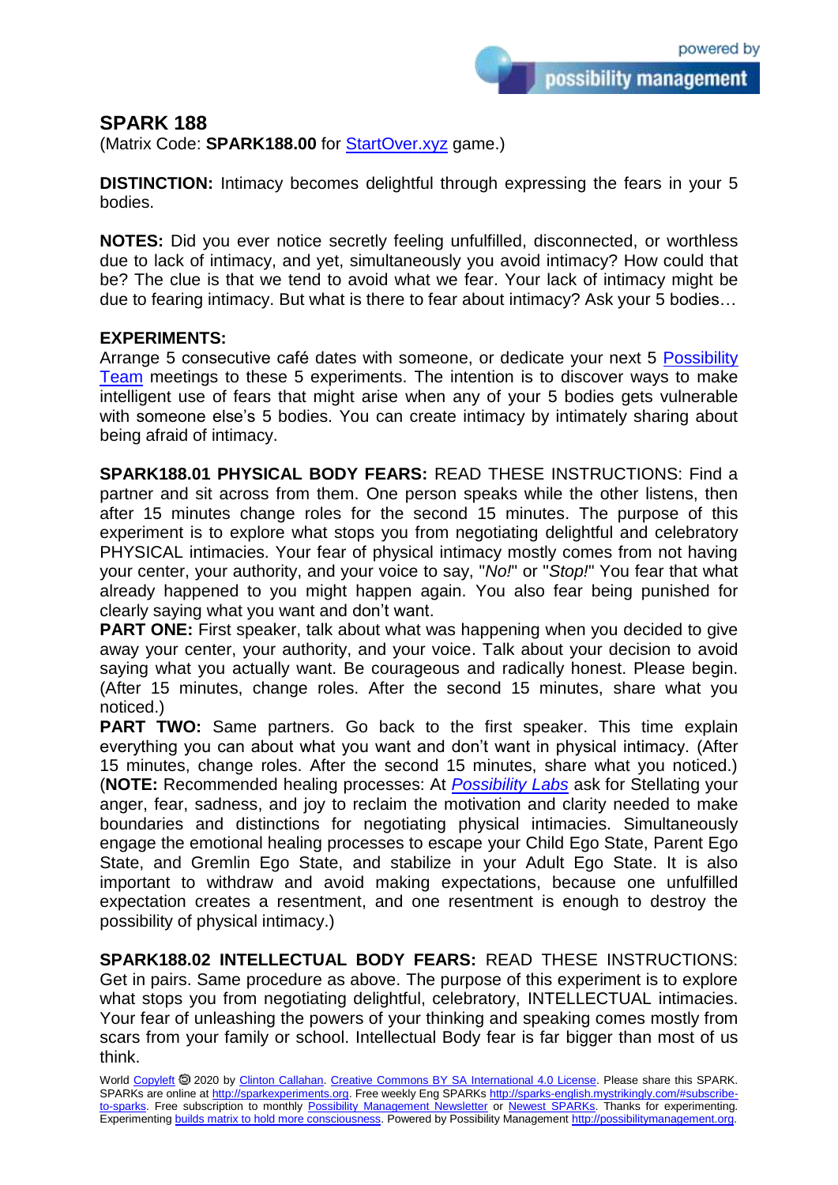# SPARK 188

(Matrix Code: **SPARK188.00** for StartOver.xyz game.)

**DISTINCTION:** Intimacy becomes delightful through expressing the fears in your 5 bodies.

**NOTES:** Did you ever notice secretly feeling unfulfilled, disconnected, or worthless due to lack of intimacy, and yet, simultaneously you avoid intimacy? How could that be? The clue is that we tend to avoid what we fear. Your lack of intimacy might be due to fearing intimacy. But what is there to fear about intimacy? Ask your 5 bodies…

**EXPERIMENTS:**

Arrange 5 consecutive café dates with someone, or dedicate your next 5 Possibility Team meetings to these 5 experiments. The intention is to discover ways to make intelligent use of fears that might arise when any of your 5 bodies gets vulnerable with someone else's 5 bodies. You can create intimacy by intimately sharing about being afraid of intimacy.

**SPARK188.01 PHYSICAL BODY FEARS:** READ THESE INSTRUCTIONS: Find a partner and sit across from them. One person speaks while the other listens, then after 15 minutes change roles for the second 15 minutes. The purpose of this experiment is to explore what stops you from negotiating delightful and celebratory PHYSICAL intimacies. Your fear of physical intimacy mostly comes from not having your center, your authority, and your voice to say, "*No!*" or "*Stop!*" You fear that what already happened to you might happen again. You also fear being punished for clearly saying what you want and don't want.

**PART ONE:** First speaker, talk about what was happening when you decided to give away your center, your authority, and your voice. Talk about your decision to avoid saying what you actually want. Be courageous and radically honest. Please begin. (After 15 minutes, change roles. After the second 15 minutes, share what you noticed.)

**PART TWO:** Same partners. Go back to the first speaker. This time explain everything you can about what you want and don't want in physical intimacy. (After 15 minutes, change roles. After the second 15 minutes, share what you noticed.)

(**NOTE:** Recommended healing processes: At *Possibility Labs* ask for Stellating your anger, fear, sadness, and joy to reclaim the motivation and clarity needed to make boundaries and distinctions for negotiating physical intimacies. Simultaneously engage the emotional healing processes to escape your Child Ego State, Parent Ego State, and Gremlin Ego State, and stabilize in your Adult Ego State. It is also important to withdraw and avoid making expectations, because one unfulfilled expectation creates a resentment, and one resentment is enough to destroy the possibility of physical intimacy.)

**SPARK188.02 INTELLECTUAL BODY FEARS:** READ THESE INSTRUCTIONS: Get in pairs. Same procedure as above. The purpose of this experiment is to explore what stops you from negotiating delightful, celebratory, INTELLECTUAL intimacies. Your fear of unleashing the powers of your thinking and speaking comes mostly from scars from your family or school. Intellectual Body fear is far bigger than most of us think.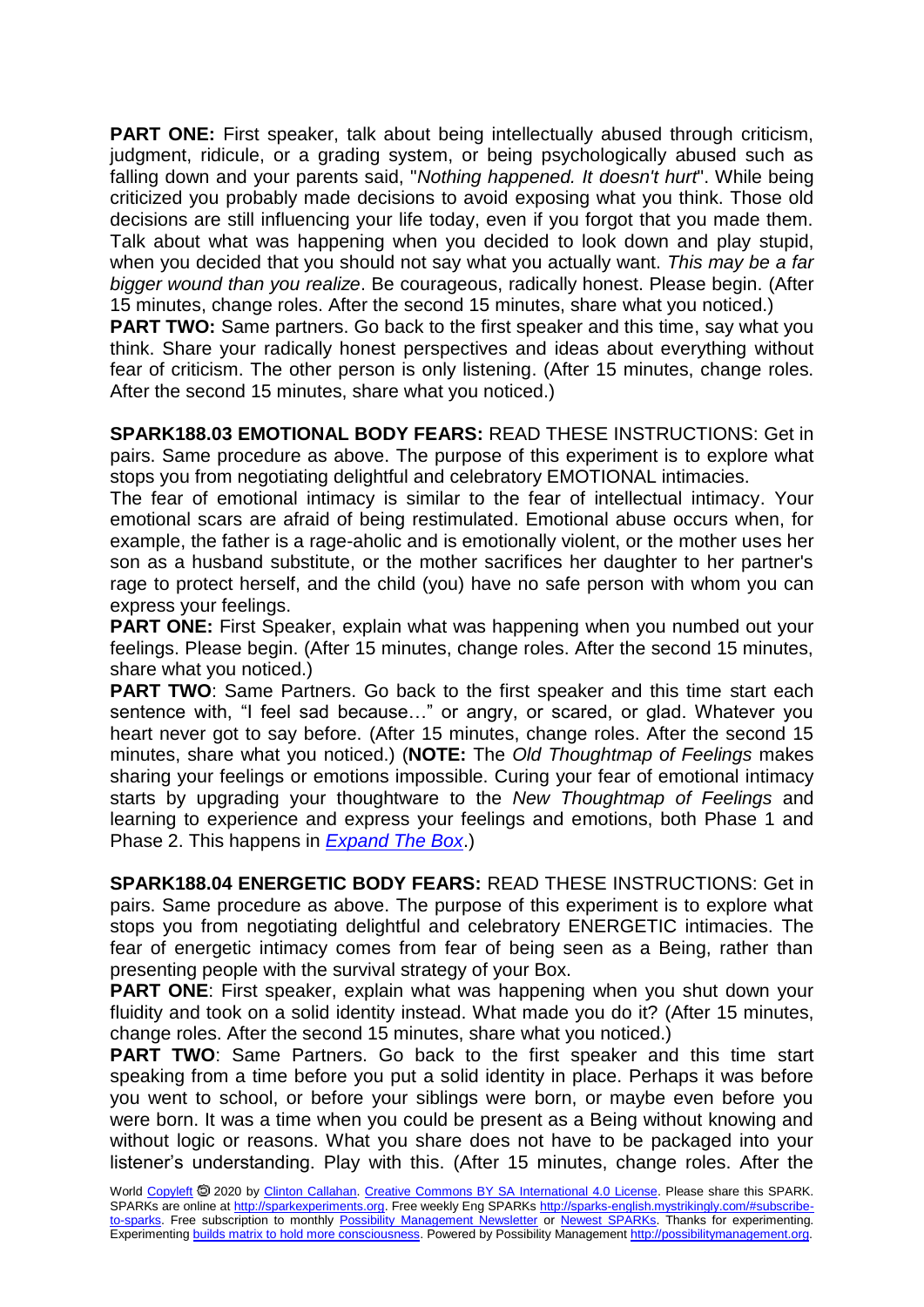**PART ONE:** First speaker, talk about being intellectually abused through criticism, judgment, ridicule, or a grading system, or being psychologically abused such as falling down and your parents said, "*Nothing happened. It doesn't hurt*". While being criticized you probably made decisions to avoid exposing what you think. Those old decisions are still influencing your life today, even if you forgot that you made them. Talk about what was happening when you decided to look down and play stupid, when you decided that you should not say what you actually want. *This may be a far bigger wound than you realize*. Be courageous, radically honest. Please begin. (After 15 minutes, change roles. After the second 15 minutes, share what you noticed.)

**PART TWO:** Same partners. Go back to the first speaker and this time, say what you think. Share your radically honest perspectives and ideas about everything without fear of criticism. The other person is only listening. (After 15 minutes, change roles. After the second 15 minutes, share what you noticed.)

**SPARK188.03 EMOTIONAL BODY FEARS:** READ THESE INSTRUCTIONS: Get in pairs. Same procedure as above. The purpose of this experiment is to explore what stops you from negotiating delightful and celebratory EMOTIONAL intimacies.

The fear of emotional intimacy is similar to the fear of intellectual intimacy. Your emotional scars are afraid of being restimulated. Emotional abuse occurs when, for example, the father is a rage-aholic and is emotionally violent, or the mother uses her son as a husband substitute, or the mother sacrifices her daughter to her partner's rage to protect herself, and the child (you) have no safe person with whom you can express your feelings.

**PART ONE:** First Speaker, explain what was happening when you numbed out your feelings. Please begin. (After 15 minutes, change roles. After the second 15 minutes, share what you noticed.)

**PART TWO**: Same Partners. Go back to the first speaker and this time start each sentence with, "I feel sad because…" or angry, or scared, or glad. Whatever you heart never got to say before. (After 15 minutes, change roles. After the second 15 minutes, share what you noticed.) (**NOTE:** The *Old Thoughtmap of Feelings* makes sharing your feelings or emotions impossible. Curing your fear of emotional intimacy starts by upgrading your thoughtware to the *New Thoughtmap of Feelings* and learning to experience and express your feelings and emotions, both Phase 1 and Phase 2. This happens in *[Expand The Box](#)*.)

**SPARK188.04 ENERGETIC BODY FEARS:** READ THESE INSTRUCTIONS: Get in pairs. Same procedure as above. The purpose of this experiment is to explore what stops you from negotiating delightful and celebratory ENERGETIC intimacies. The fear of energetic intimacy comes from fear of being seen as a Being, rather than presenting people with the survival strategy of your Box.

**PART ONE**: First speaker, explain what was happening when you shut down your fluidity and took on a solid identity instead. What made you do it? (After 15 minutes, change roles. After the second 15 minutes, share what you noticed.)

**PART TWO**: Same Partners. Go back to the first speaker and this time start speaking from a time before you put a solid identity in place. Perhaps it was before you went to school, or before your siblings were born, or maybe even before you were born. It was a time when you could be present as a Being without knowing and without logic or reasons. What you share does not have to be packaged into your listener's understanding. Play with this. (After 15 minutes, change roles. After the

World Copyleft 🄯 2020 by Clinton Callahan. Creative Commons BY SA International 4.0 License. Please share this SPARK. SPARKs are online at http://sparkexperiments.org. Free weekly Eng SPARKs http://sparks-english.mystrikingly.com/#subscribe-to-sparks. Free subscription to monthly Possibility Management Newsletter or Newest SPARKs. Thanks for experimenting. Experimenting builds matrix to hold more consciousness. Powered by Possibility Management http://possibilitymanagement.org.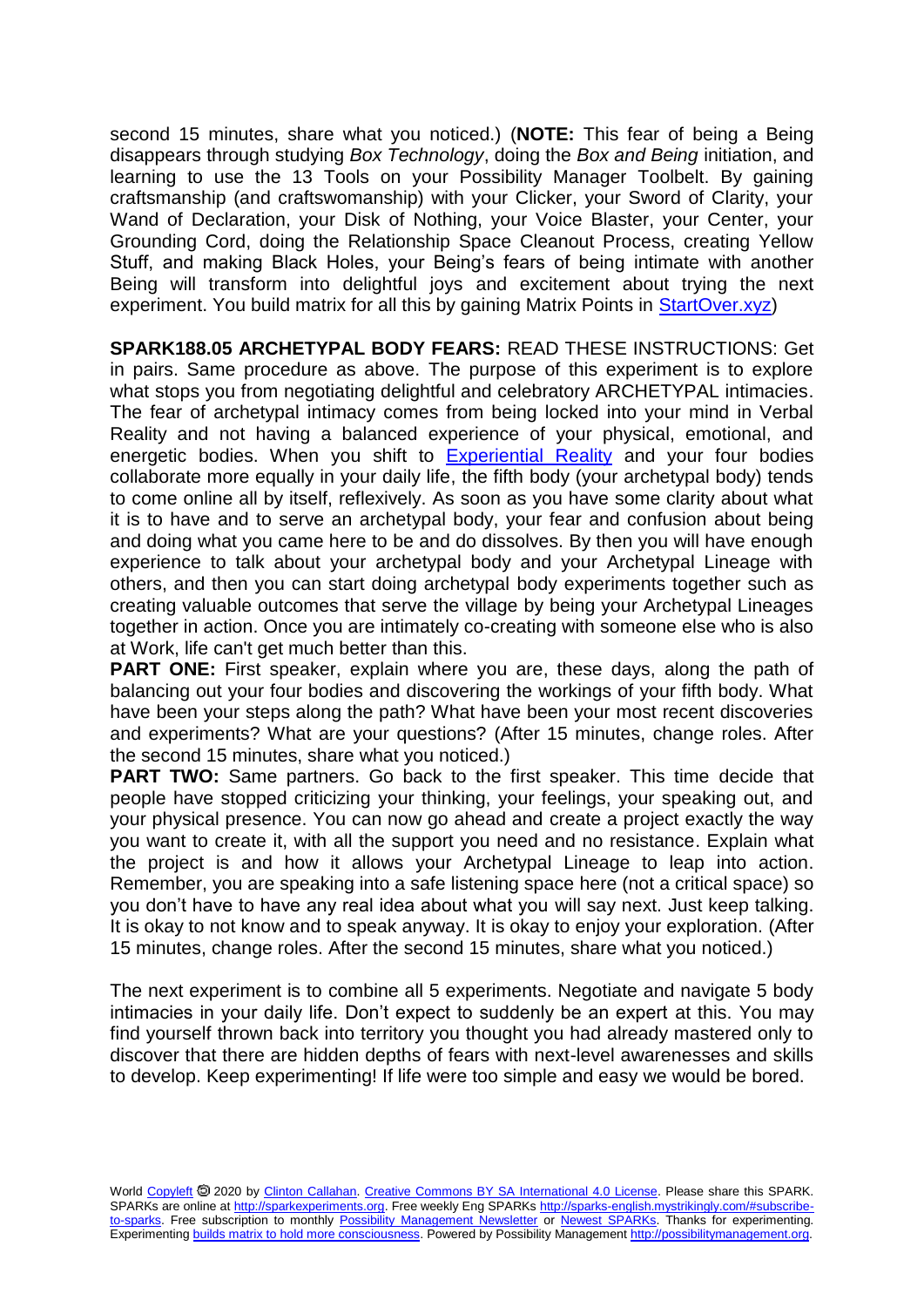second 15 minutes, share what you noticed.) (**NOTE:** This fear of being a Being disappears through studying *Box Technology*, doing the *Box and Being* initiation, and learning to use the 13 Tools on your Possibility Manager Toolbelt. By gaining craftsmanship (and craftswomanship) with your Clicker, your Sword of Clarity, your Wand of Declaration, your Disk of Nothing, your Voice Blaster, your Center, your Grounding Cord, doing the Relationship Space Cleanout Process, creating Yellow Stuff, and making Black Holes, your Being's fears of being intimate with another Being will transform into delightful joys and excitement about trying the next experiment. You build matrix for all this by gaining Matrix Points in [StartOver.xyz](StartOver.xyz))

**SPARK188.05 ARCHETYPAL BODY FEARS:** READ THESE INSTRUCTIONS: Get in pairs. Same procedure as above. The purpose of this experiment is to explore what stops you from negotiating delightful and celebratory ARCHETYPAL intimacies. The fear of archetypal intimacy comes from being locked into your mind in Verbal Reality and not having a balanced experience of your physical, emotional, and energetic bodies. When you shift to [Experiential Reality]() and your four bodies collaborate more equally in your daily life, the fifth body (your archetypal body) tends to come online all by itself, reflexively. As soon as you have some clarity about what it is to have and to serve an archetypal body, your fear and confusion about being and doing what you came here to be and do dissolves. By then you will have enough experience to talk about your archetypal body and your Archetypal Lineage with others, and then you can start doing archetypal body experiments together such as creating valuable outcomes that serve the village by being your Archetypal Lineages together in action. Once you are intimately co-creating with someone else who is also at Work, life can't get much better than this.

**PART ONE:** First speaker, explain where you are, these days, along the path of balancing out your four bodies and discovering the workings of your fifth body. What have been your steps along the path? What have been your most recent discoveries and experiments? What are your questions? (After 15 minutes, change roles. After the second 15 minutes, share what you noticed.)

**PART TWO:** Same partners. Go back to the first speaker. This time decide that people have stopped criticizing your thinking, your feelings, your speaking out, and your physical presence. You can now go ahead and create a project exactly the way you want to create it, with all the support you need and no resistance. Explain what the project is and how it allows your Archetypal Lineage to leap into action. Remember, you are speaking into a safe listening space here (not a critical space) so you don't have to have any real idea about what you will say next. Just keep talking. It is okay to not know and to speak anyway. It is okay to enjoy your exploration. (After 15 minutes, change roles. After the second 15 minutes, share what you noticed.)

The next experiment is to combine all 5 experiments. Negotiate and navigate 5 body intimacies in your daily life. Don't expect to suddenly be an expert at this. You may find yourself thrown back into territory you thought you had already mastered only to discover that there are hidden depths of fears with next-level awarenesses and skills to develop. Keep experimenting! If life were too simple and easy we would be bored.

World Copyleft 🄯 2020 by Clinton Callahan. Creative Commons BY SA International 4.0 License. Please share this SPARK. SPARKs are online at http://sparkexperiments.org. Free weekly Eng SPARKs http://sparks-english.mystrikingly.com/#subscribe-to-sparks. Free subscription to monthly Possibility Management Newsletter or Newest SPARKs. Thanks for experimenting. Experimenting builds matrix to hold more consciousness. Powered by Possibility Management http://possibilitymanagement.org.